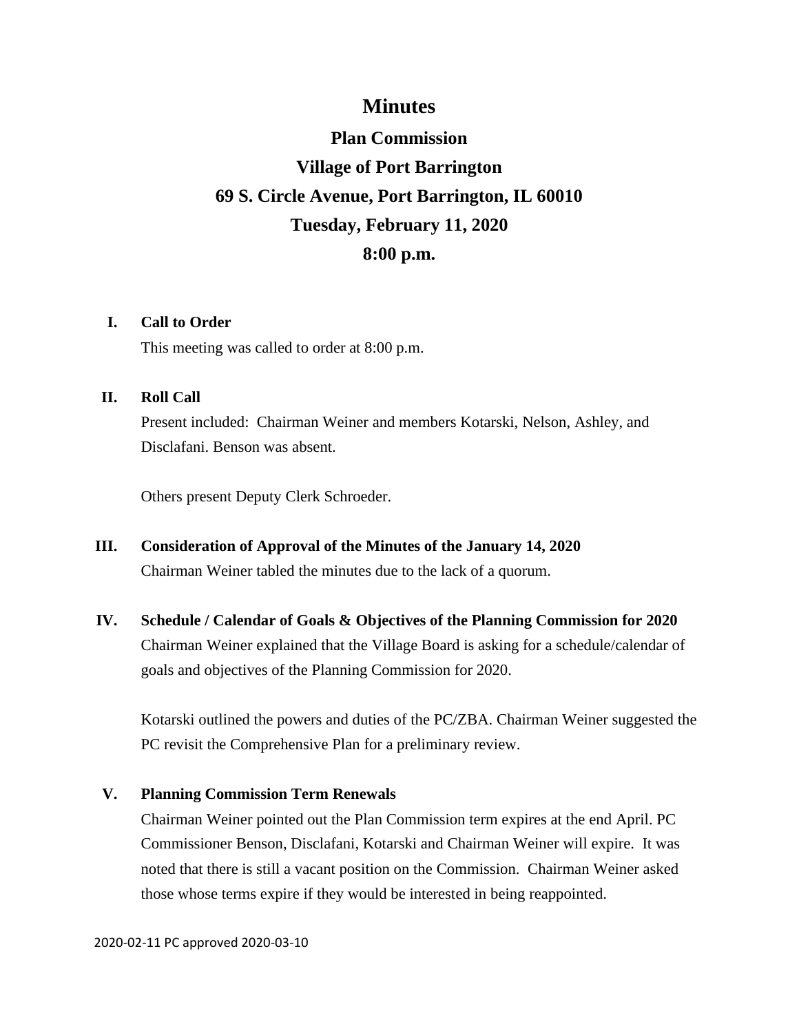# Minutes

## Plan Commission

## Village of Port Barrington

## 69 S. Circle Avenue, Port Barrington, IL 60010

## Tuesday, February 11, 2020

## 8:00 p.m.

**I. Call to Order**

This meeting was called to order at 8:00 p.m.

**II. Roll Call**

Present included: Chairman Weiner and members Kotarski, Nelson, Ashley, and Disclafani. Benson was absent.

Others present Deputy Clerk Schroeder.

**III. Consideration of Approval of the Minutes of the January 14, 2020**

Chairman Weiner tabled the minutes due to the lack of a quorum.

**IV. Schedule / Calendar of Goals & Objectives of the Planning Commission for 2020**

Chairman Weiner explained that the Village Board is asking for a schedule/calendar of goals and objectives of the Planning Commission for 2020.

Kotarski outlined the powers and duties of the PC/ZBA. Chairman Weiner suggested the PC revisit the Comprehensive Plan for a preliminary review.

**V. Planning Commission Term Renewals**

Chairman Weiner pointed out the Plan Commission term expires at the end April. PC Commissioner Benson, Disclafani, Kotarski and Chairman Weiner will expire. It was noted that there is still a vacant position on the Commission. Chairman Weiner asked those whose terms expire if they would be interested in being reappointed.

2020-02-11 PC approved 2020-03-10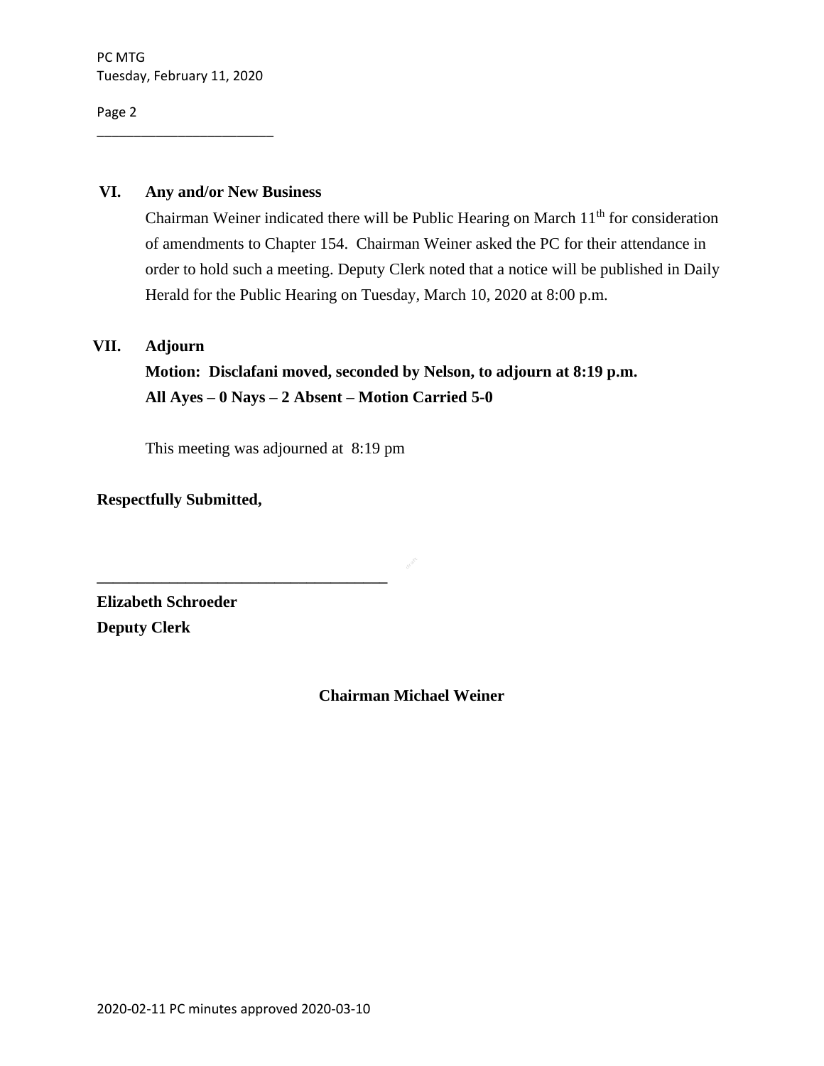## VI. Any and/or New Business

Chairman Weiner indicated there will be Public Hearing on March 11th for consideration of amendments to Chapter 154. Chairman Weiner asked the PC for their attendance in order to hold such a meeting. Deputy Clerk noted that a notice will be published in Daily Herald for the Public Hearing on Tuesday, March 10, 2020 at 8:00 p.m.

## VII. Adjourn

**Motion: Disclafani moved, seconded by Nelson, to adjourn at 8:19 p.m.**
**All Ayes – 0 Nays – 2 Absent – Motion Carried 5-0**

This meeting was adjourned at 8:19 pm

**Respectfully Submitted,**

**______________________________________**

**Elizabeth Schroeder**
**Deputy Clerk**

**Chairman Michael Weiner**

2020-02-11 PC minutes approved 2020-03-10